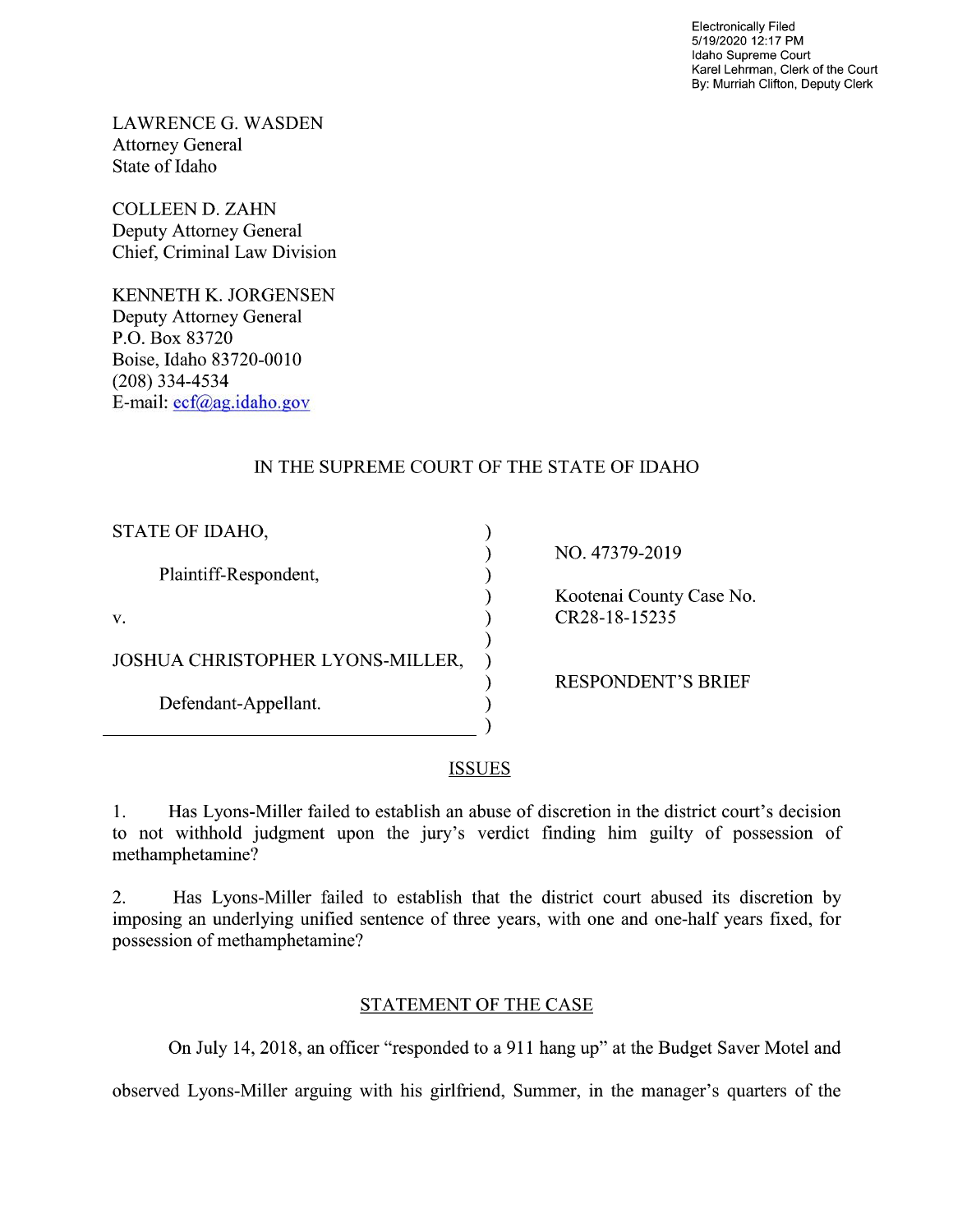Electronically Filed
5/19/2020 12:17 PM
Idaho Supreme Court
Karel Lehrman, Clerk of the Court
By: Murriah Clifton, Deputy Clerk

LAWRENCE G. WASDEN
Attorney General
State of Idaho

COLLEEN D. ZAHN
Deputy Attorney General
Chief, Criminal Law Division

KENNETH K. JORGENSEN
Deputy Attorney General
P.O. Box 83720
Boise, Idaho 83720-0010
(208) 334-4534
E-mail: ecf@ag.idaho.gov

IN THE SUPREME COURT OF THE STATE OF IDAHO

| | |
|---|---|
| STATE OF IDAHO, | NO. 47379-2019 |
| Plaintiff-Respondent, | Kootenai County Case No. CR28-18-15235 |
| v. | |
| JOSHUA CHRISTOPHER LYONS-MILLER, | RESPONDENT'S BRIEF |
| Defendant-Appellant. | |

## ISSUES

1. Has Lyons-Miller failed to establish an abuse of discretion in the district court's decision to not withhold judgment upon the jury's verdict finding him guilty of possession of methamphetamine?

2. Has Lyons-Miller failed to establish that the district court abused its discretion by imposing an underlying unified sentence of three years, with one and one-half years fixed, for possession of methamphetamine?

## STATEMENT OF THE CASE

On July 14, 2018, an officer "responded to a 911 hang up" at the Budget Saver Motel and observed Lyons-Miller arguing with his girlfriend, Summer, in the manager's quarters of the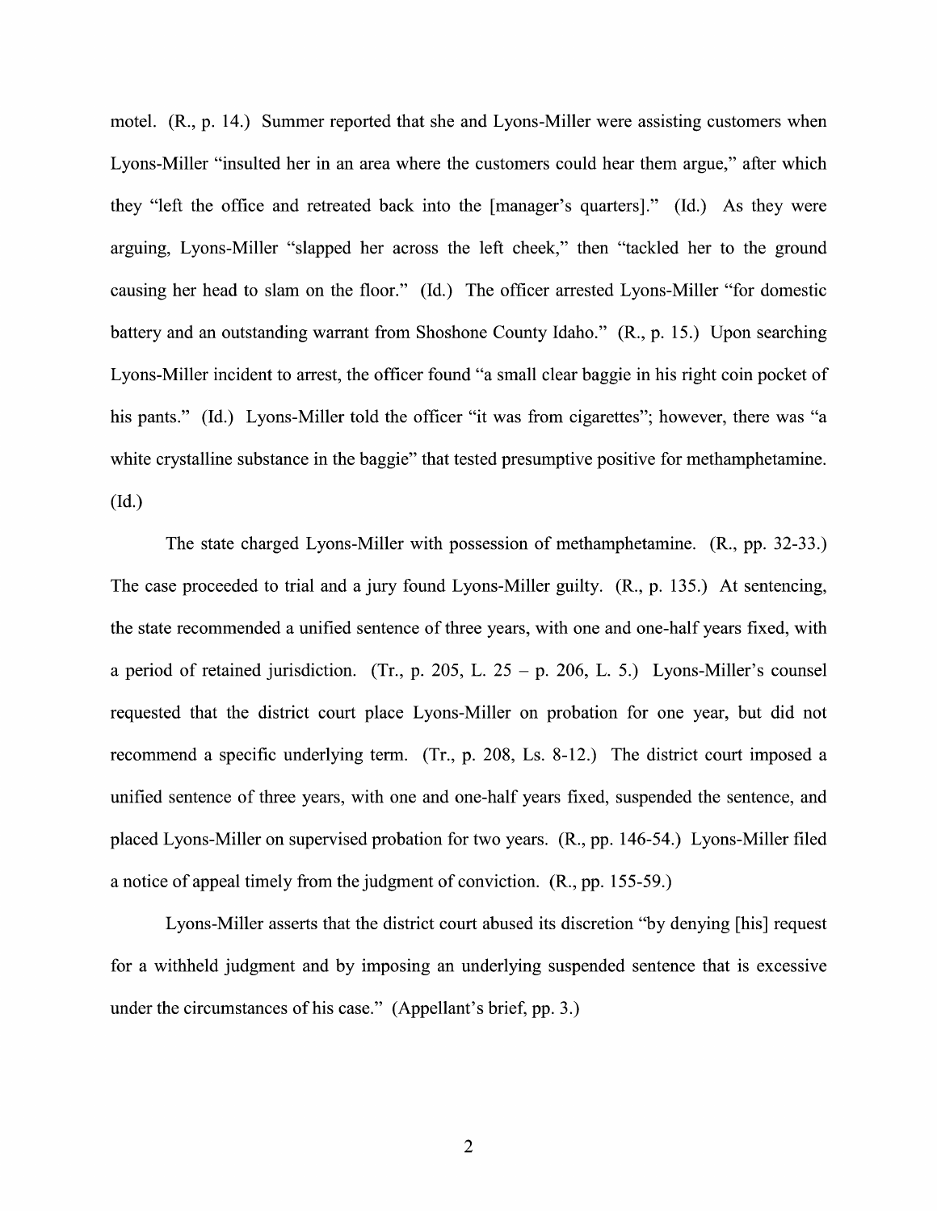motel. (R., p. 14.) Summer reported that she and Lyons-Miller were assisting customers when Lyons-Miller "insulted her in an area where the customers could hear them argue," after which they "left the office and retreated back into the [manager's quarters]." (Id.) As they were arguing, Lyons-Miller "slapped her across the left cheek," then "tackled her to the ground causing her head to slam on the floor." (Id.) The officer arrested Lyons-Miller "for domestic battery and an outstanding warrant from Shoshone County Idaho." (R., p. 15.) Upon searching Lyons-Miller incident to arrest, the officer found "a small clear baggie in his right coin pocket of his pants." (Id.) Lyons-Miller told the officer "it was from cigarettes"; however, there was "a white crystalline substance in the baggie" that tested presumptive positive for methamphetamine. (Id.)

The state charged Lyons-Miller with possession of methamphetamine. (R., pp. 32-33.) The case proceeded to trial and a jury found Lyons-Miller guilty. (R., p. 135.) At sentencing, the state recommended a unified sentence of three years, with one and one-half years fixed, with a period of retained jurisdiction. (Tr., p. 205, L. 25 – p. 206, L. 5.) Lyons-Miller's counsel requested that the district court place Lyons-Miller on probation for one year, but did not recommend a specific underlying term. (Tr., p. 208, Ls. 8-12.) The district court imposed a unified sentence of three years, with one and one-half years fixed, suspended the sentence, and placed Lyons-Miller on supervised probation for two years. (R., pp. 146-54.) Lyons-Miller filed a notice of appeal timely from the judgment of conviction. (R., pp. 155-59.)

Lyons-Miller asserts that the district court abused its discretion "by denying [his] request for a withheld judgment and by imposing an underlying suspended sentence that is excessive under the circumstances of his case." (Appellant's brief, pp. 3.)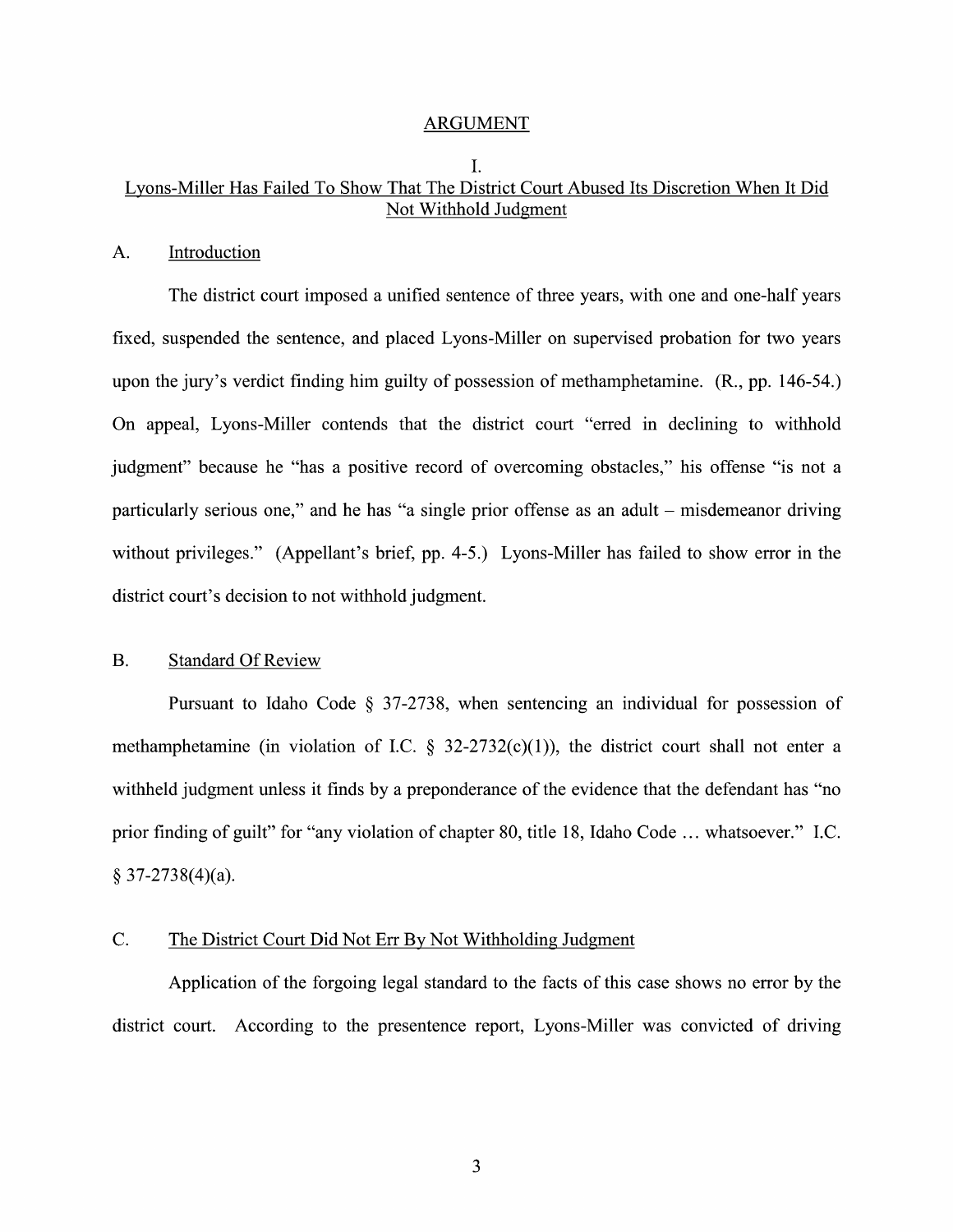## ARGUMENT

### I.
### Lyons-Miller Has Failed To Show That The District Court Abused Its Discretion When It Did Not Withhold Judgment

#### A. Introduction

The district court imposed a unified sentence of three years, with one and one-half years fixed, suspended the sentence, and placed Lyons-Miller on supervised probation for two years upon the jury's verdict finding him guilty of possession of methamphetamine. (R., pp. 146-54.) On appeal, Lyons-Miller contends that the district court "erred in declining to withhold judgment" because he "has a positive record of overcoming obstacles," his offense "is not a particularly serious one," and he has "a single prior offense as an adult – misdemeanor driving without privileges." (Appellant's brief, pp. 4-5.) Lyons-Miller has failed to show error in the district court's decision to not withhold judgment.

#### B. Standard Of Review

Pursuant to Idaho Code § 37-2738, when sentencing an individual for possession of methamphetamine (in violation of I.C. § 32-2732(c)(1)), the district court shall not enter a withheld judgment unless it finds by a preponderance of the evidence that the defendant has "no prior finding of guilt" for "any violation of chapter 80, title 18, Idaho Code … whatsoever." I.C. § 37-2738(4)(a).

#### C. The District Court Did Not Err By Not Withholding Judgment

Application of the forgoing legal standard to the facts of this case shows no error by the district court. According to the presentence report, Lyons-Miller was convicted of driving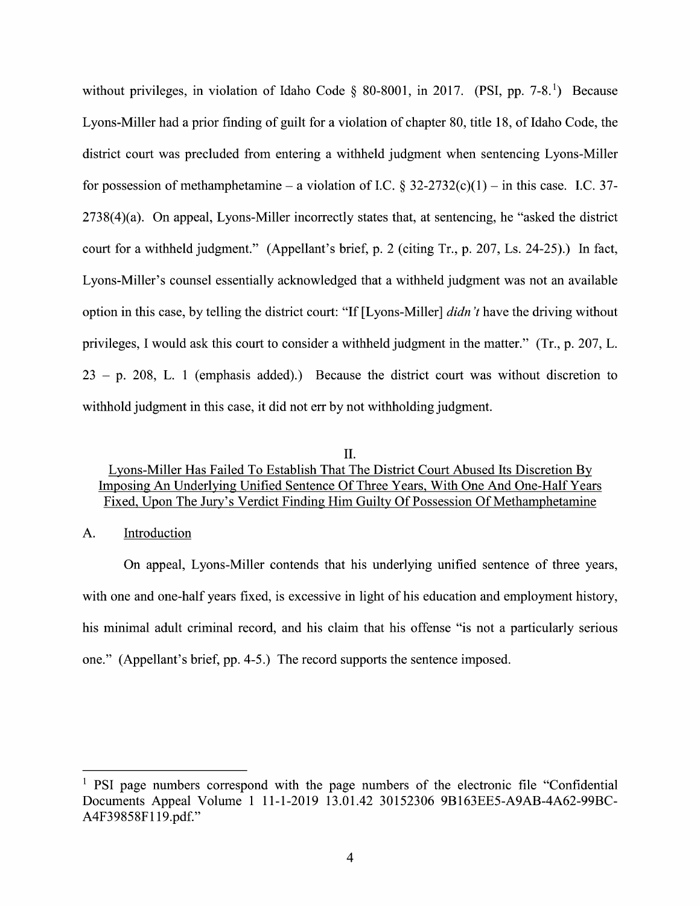without privileges, in violation of Idaho Code § 80-8001, in 2017. (PSI, pp. 7-8.[1]) Because Lyons-Miller had a prior finding of guilt for a violation of chapter 80, title 18, of Idaho Code, the district court was precluded from entering a withheld judgment when sentencing Lyons-Miller for possession of methamphetamine – a violation of I.C. § 32-2732(c)(1) – in this case. I.C. 37-2738(4)(a). On appeal, Lyons-Miller incorrectly states that, at sentencing, he "asked the district court for a withheld judgment." (Appellant's brief, p. 2 (citing Tr., p. 207, Ls. 24-25).) In fact, Lyons-Miller's counsel essentially acknowledged that a withheld judgment was not an available option in this case, by telling the district court: "If [Lyons-Miller] *didn't* have the driving without privileges, I would ask this court to consider a withheld judgment in the matter." (Tr., p. 207, L. 23 – p. 208, L. 1 (emphasis added).) Because the district court was without discretion to withhold judgment in this case, it did not err by not withholding judgment.

## II.
## Lyons-Miller Has Failed To Establish That The District Court Abused Its Discretion By Imposing An Underlying Unified Sentence Of Three Years, With One And One-Half Years Fixed, Upon The Jury's Verdict Finding Him Guilty Of Possession Of Methamphetamine

### A. Introduction

On appeal, Lyons-Miller contends that his underlying unified sentence of three years, with one and one-half years fixed, is excessive in light of his education and employment history, his minimal adult criminal record, and his claim that his offense "is not a particularly serious one." (Appellant's brief, pp. 4-5.) The record supports the sentence imposed.

---

[1] PSI page numbers correspond with the page numbers of the electronic file "Confidential Documents Appeal Volume 1 11-1-2019 13.01.42 30152306 9B163EE5-A9AB-4A62-99BC-A4F39858F119.pdf."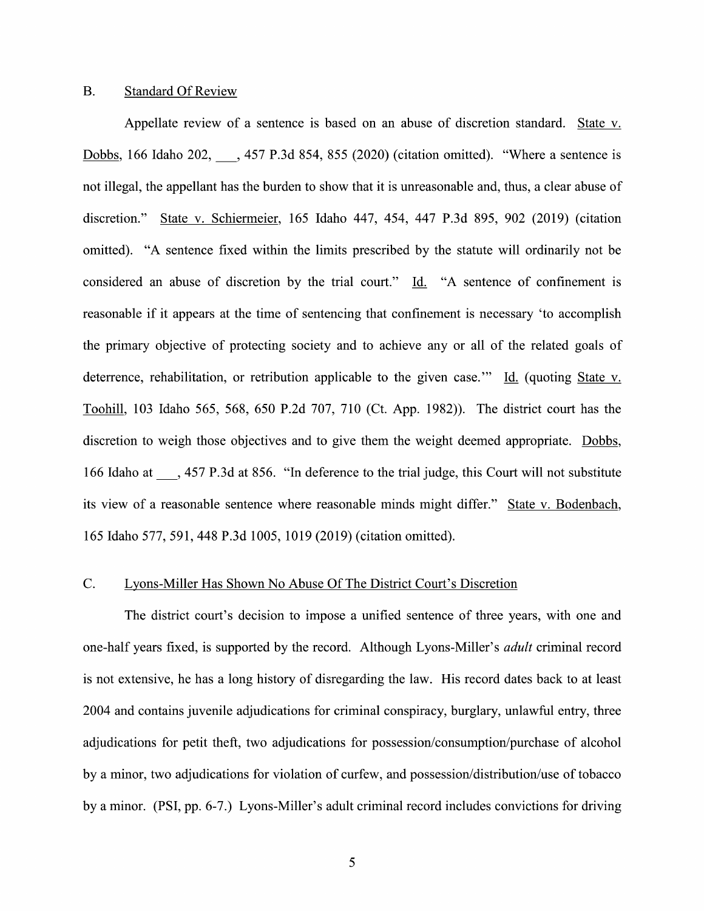## B. Standard Of Review

Appellate review of a sentence is based on an abuse of discretion standard. State v. Dobbs, 166 Idaho 202, ___, 457 P.3d 854, 855 (2020) (citation omitted). "Where a sentence is not illegal, the appellant has the burden to show that it is unreasonable and, thus, a clear abuse of discretion." State v. Schiermeier, 165 Idaho 447, 454, 447 P.3d 895, 902 (2019) (citation omitted). "A sentence fixed within the limits prescribed by the statute will ordinarily not be considered an abuse of discretion by the trial court." Id. "A sentence of confinement is reasonable if it appears at the time of sentencing that confinement is necessary 'to accomplish the primary objective of protecting society and to achieve any or all of the related goals of deterrence, rehabilitation, or retribution applicable to the given case.'" Id. (quoting State v. Toohill, 103 Idaho 565, 568, 650 P.2d 707, 710 (Ct. App. 1982)). The district court has the discretion to weigh those objectives and to give them the weight deemed appropriate. Dobbs, 166 Idaho at ___, 457 P.3d at 856. "In deference to the trial judge, this Court will not substitute its view of a reasonable sentence where reasonable minds might differ." State v. Bodenbach, 165 Idaho 577, 591, 448 P.3d 1005, 1019 (2019) (citation omitted).

## C. Lyons-Miller Has Shown No Abuse Of The District Court's Discretion

The district court's decision to impose a unified sentence of three years, with one and one-half years fixed, is supported by the record. Although Lyons-Miller's *adult* criminal record is not extensive, he has a long history of disregarding the law. His record dates back to at least 2004 and contains juvenile adjudications for criminal conspiracy, burglary, unlawful entry, three adjudications for petit theft, two adjudications for possession/consumption/purchase of alcohol by a minor, two adjudications for violation of curfew, and possession/distribution/use of tobacco by a minor. (PSI, pp. 6-7.) Lyons-Miller's adult criminal record includes convictions for driving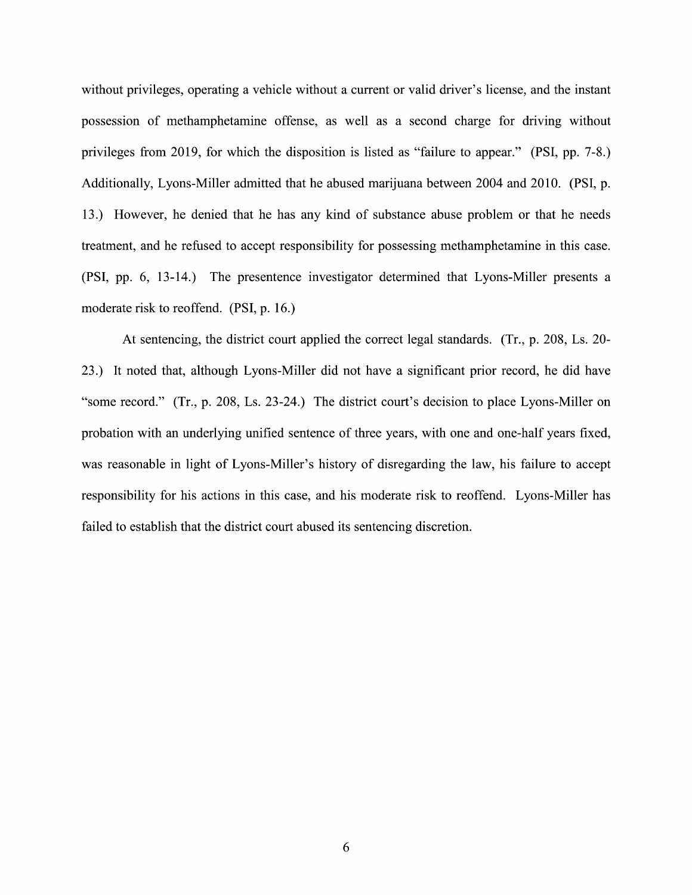without privileges, operating a vehicle without a current or valid driver's license, and the instant possession of methamphetamine offense, as well as a second charge for driving without privileges from 2019, for which the disposition is listed as "failure to appear." (PSI, pp. 7-8.) Additionally, Lyons-Miller admitted that he abused marijuana between 2004 and 2010. (PSI, p. 13.) However, he denied that he has any kind of substance abuse problem or that he needs treatment, and he refused to accept responsibility for possessing methamphetamine in this case. (PSI, pp. 6, 13-14.) The presentence investigator determined that Lyons-Miller presents a moderate risk to reoffend. (PSI, p. 16.)

At sentencing, the district court applied the correct legal standards. (Tr., p. 208, Ls. 20-23.) It noted that, although Lyons-Miller did not have a significant prior record, he did have "some record." (Tr., p. 208, Ls. 23-24.) The district court's decision to place Lyons-Miller on probation with an underlying unified sentence of three years, with one and one-half years fixed, was reasonable in light of Lyons-Miller's history of disregarding the law, his failure to accept responsibility for his actions in this case, and his moderate risk to reoffend. Lyons-Miller has failed to establish that the district court abused its sentencing discretion.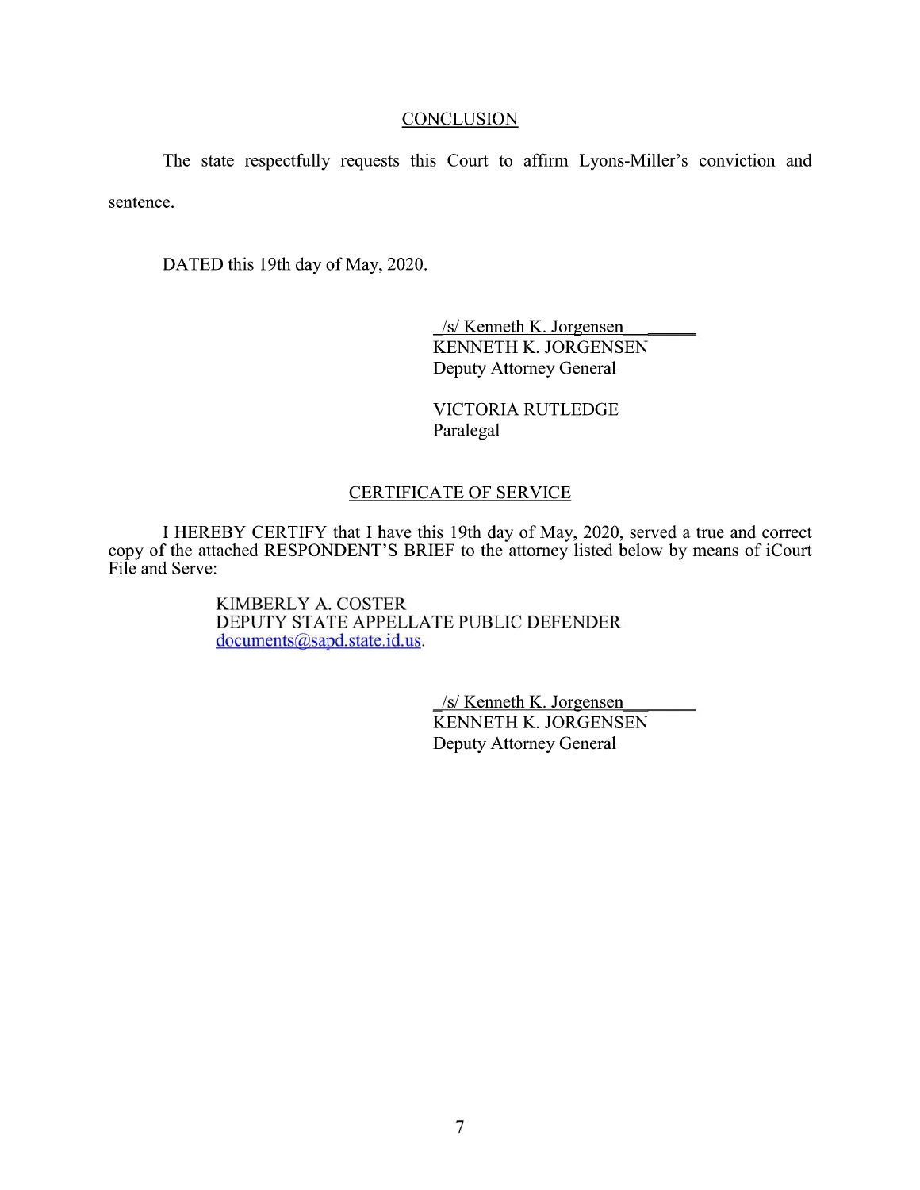## CONCLUSION

The state respectfully requests this Court to affirm Lyons-Miller's conviction and sentence.

DATED this 19th day of May, 2020.

/s/ Kenneth K. Jorgensen
KENNETH K. JORGENSEN
Deputy Attorney General

VICTORIA RUTLEDGE
Paralegal

## CERTIFICATE OF SERVICE

I HEREBY CERTIFY that I have this 19th day of May, 2020, served a true and correct copy of the attached RESPONDENT'S BRIEF to the attorney listed below by means of iCourt File and Serve:

KIMBERLY A. COSTER
DEPUTY STATE APPELLATE PUBLIC DEFENDER
documents@sapd.state.id.us.

/s/ Kenneth K. Jorgensen
KENNETH K. JORGENSEN
Deputy Attorney General